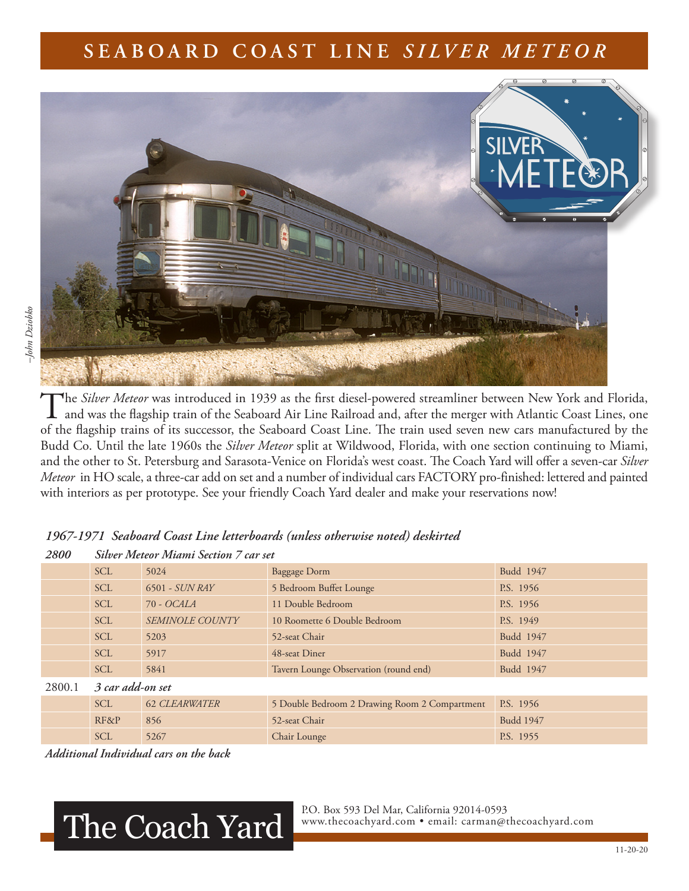# SEABOARD COAST LINE *SILVER METEOR*

–John Dziobko

The *Silver Meteor* was introduced in 1939 as the first diesel-powered streamliner between New York and Florida, and was the flagship train of the Seaboard Air Line Railroad and, after the merger with Atlantic Coast Lines, one of the flagship trains of its successor, the Seaboard Coast Line. The train used seven new cars manufactured by the Budd Co. Until the late 1960s the *Silver Meteor* split at Wildwood, Florida, with one section continuing to Miami, and the other to St. Petersburg and Sarasota-Venice on Florida's west coast. The Coach Yard will offer a seven-car *Silver Meteor* in HO scale, a three-car add on set and a number of individual cars FACTORY pro-finished: lettered and painted with interiors as per prototype. See your friendly Coach Yard dealer and make your reservations now!

***1967-1971 Seaboard Coast Line letterboards (unless otherwise noted) deskirted***

| | | | | |
|---|---|---|---|---|
| ***2800*** | ***Silver Meteor Miami Section 7 car set*** | | | |
| | SCL | 5024 | Baggage Dorm | Budd 1947 |
| | SCL | 6501 - *SUN RAY* | 5 Bedroom Buffet Lounge | P.S. 1956 |
| | SCL | 70 - *OCALA* | 11 Double Bedroom | P.S. 1956 |
| | SCL | *SEMINOLE COUNTY* | 10 Roomette 6 Double Bedroom | P.S. 1949 |
| | SCL | 5203 | 52-seat Chair | Budd 1947 |
| | SCL | 5917 | 48-seat Diner | Budd 1947 |
| | SCL | 5841 | Tavern Lounge Observation (round end) | Budd 1947 |
| 2800.1 | *3 car add-on set* | | | |
| | SCL | 62 *CLEARWATER* | 5 Double Bedroom 2 Drawing Room 2 Compartment | P.S. 1956 |
| | RF&P | 856 | 52-seat Chair | Budd 1947 |
| | SCL | 5267 | Chair Lounge | P.S. 1955 |

***Additional Individual cars on the back***

The Coach Yard

P.O. Box 593 Del Mar, California 92014-0593
www.thecoachyard.com • email: carman@thecoachyard.com

11-20-20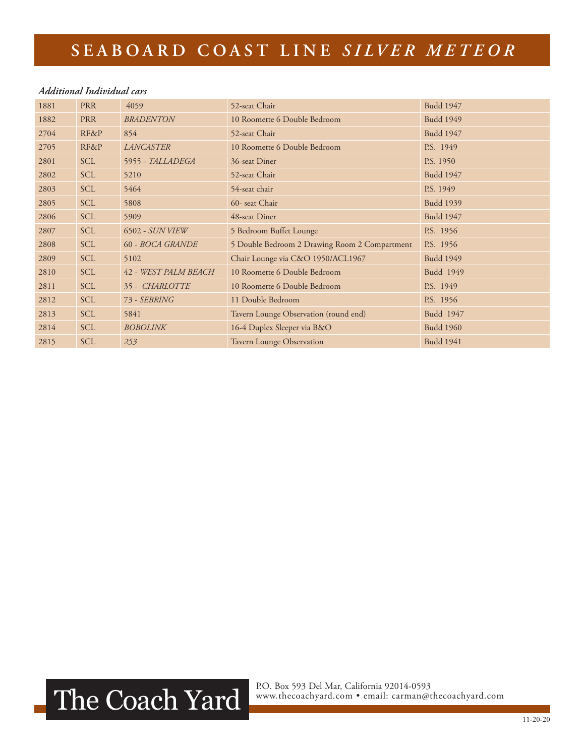# SEABOARD COAST LINE *SILVER METEOR*

***Additional Individual cars***

| | | | | |
|---|---|---|---|---|
| 1881 | PRR | 4059 | 52-seat Chair | Budd 1947 |
| 1882 | PRR | *BRADENTON* | 10 Roomette 6 Double Bedroom | Budd 1949 |
| 2704 | RF&P | 854 | 52-seat Chair | Budd 1947 |
| 2705 | RF&P | *LANCASTER* | 10 Roomette 6 Double Bedroom | P.S. 1949 |
| 2801 | SCL | 5955 - *TALLADEGA* | 36-seat Diner | P.S. 1950 |
| 2802 | SCL | 5210 | 52-seat Chair | Budd 1947 |
| 2803 | SCL | 5464 | 54-seat chair | P.S. 1949 |
| 2805 | SCL | 5808 | 60- seat Chair | Budd 1939 |
| 2806 | SCL | 5909 | 48-seat Diner | Budd 1947 |
| 2807 | SCL | 6502 - *SUN VIEW* | 5 Bedroom Buffet Lounge | P.S. 1956 |
| 2808 | SCL | 60 - *BOCA GRANDE* | 5 Double Bedroom 2 Drawing Room 2 Compartment | P.S. 1956 |
| 2809 | SCL | 5102 | Chair Lounge via C&O 1950/ACL1967 | Budd 1949 |
| 2810 | SCL | 42 - *WEST PALM BEACH* | 10 Roomette 6 Double Bedroom | Budd 1949 |
| 2811 | SCL | 35 - *CHARLOTTE* | 10 Roomette 6 Double Bedroom | P.S. 1949 |
| 2812 | SCL | 73 - *SEBRING* | 11 Double Bedroom | P.S. 1956 |
| 2813 | SCL | 5841 | Tavern Lounge Observation (round end) | Budd 1947 |
| 2814 | SCL | *BOBOLINK* | 16-4 Duplex Sleeper via B&O | Budd 1960 |
| 2815 | SCL | *253* | Tavern Lounge Observation | Budd 1941 |

The Coach Yard

P.O. Box 593 Del Mar, California 92014-0593
www.thecoachyard.com • email: carman@thecoachyard.com

11-20-20